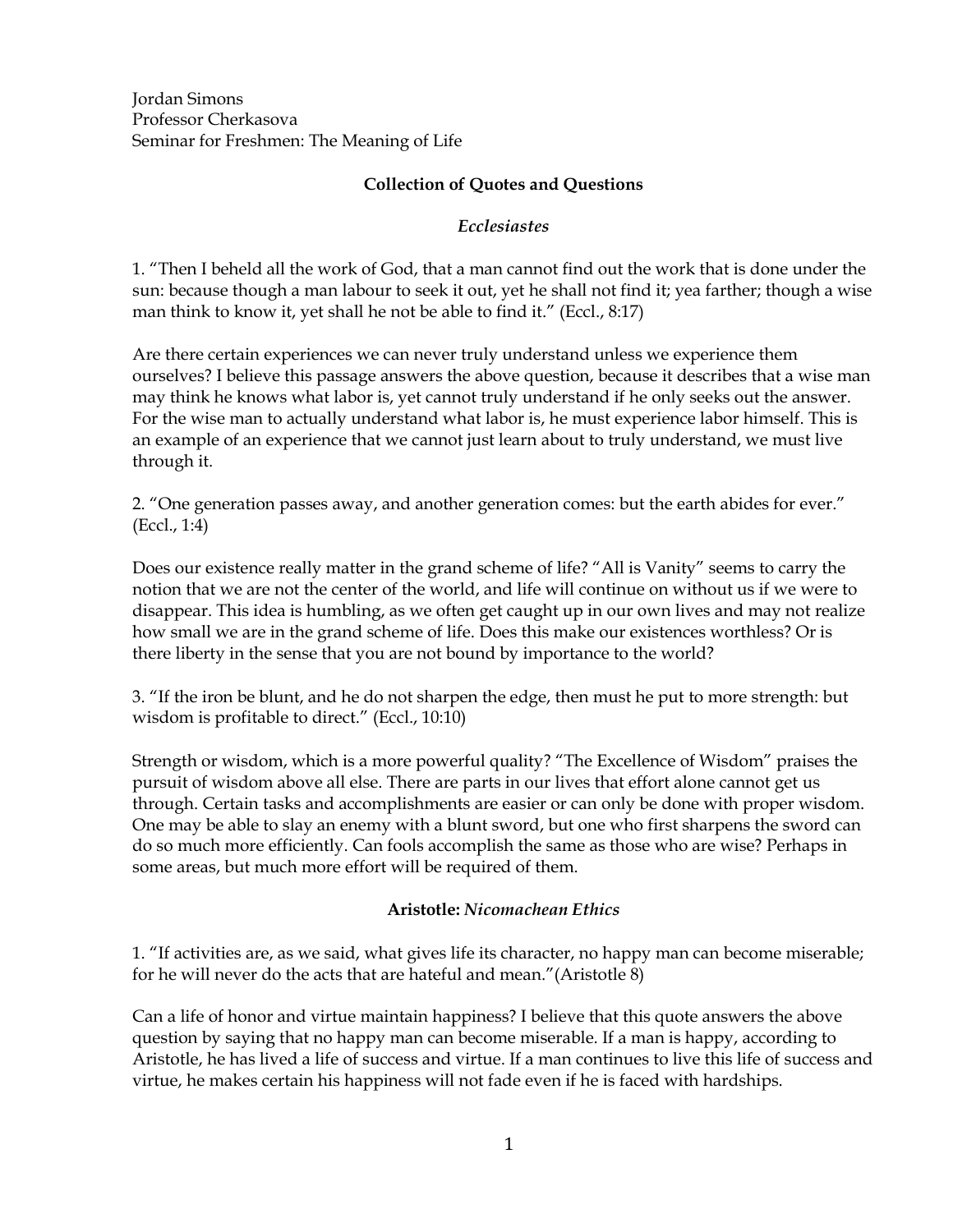Jordan Simons
Professor Cherkasova
Seminar for Freshmen: The Meaning of Life

**Collection of Quotes and Questions**

***Ecclesiastes***

1. "Then I beheld all the work of God, that a man cannot find out the work that is done under the sun: because though a man labour to seek it out, yet he shall not find it; yea farther; though a wise man think to know it, yet shall he not be able to find it." (Eccl., 8:17)

Are there certain experiences we can never truly understand unless we experience them ourselves? I believe this passage answers the above question, because it describes that a wise man may think he knows what labor is, yet cannot truly understand if he only seeks out the answer. For the wise man to actually understand what labor is, he must experience labor himself. This is an example of an experience that we cannot just learn about to truly understand, we must live through it.

2. "One generation passes away, and another generation comes: but the earth abides for ever." (Eccl., 1:4)

Does our existence really matter in the grand scheme of life? "All is Vanity" seems to carry the notion that we are not the center of the world, and life will continue on without us if we were to disappear. This idea is humbling, as we often get caught up in our own lives and may not realize how small we are in the grand scheme of life. Does this make our existences worthless? Or is there liberty in the sense that you are not bound by importance to the world?

3. "If the iron be blunt, and he do not sharpen the edge, then must he put to more strength: but wisdom is profitable to direct." (Eccl., 10:10)

Strength or wisdom, which is a more powerful quality? "The Excellence of Wisdom" praises the pursuit of wisdom above all else. There are parts in our lives that effort alone cannot get us through. Certain tasks and accomplishments are easier or can only be done with proper wisdom. One may be able to slay an enemy with a blunt sword, but one who first sharpens the sword can do so much more efficiently. Can fools accomplish the same as those who are wise? Perhaps in some areas, but much more effort will be required of them.

**Aristotle: *Nicomachean Ethics***

1. "If activities are, as we said, what gives life its character, no happy man can become miserable; for he will never do the acts that are hateful and mean."(Aristotle 8)

Can a life of honor and virtue maintain happiness? I believe that this quote answers the above question by saying that no happy man can become miserable. If a man is happy, according to Aristotle, he has lived a life of success and virtue. If a man continues to live this life of success and virtue, he makes certain his happiness will not fade even if he is faced with hardships.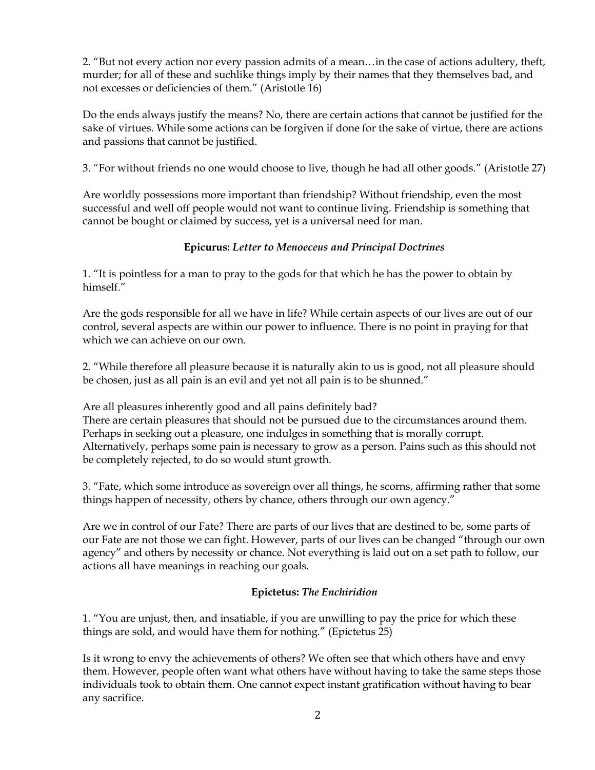2. "But not every action nor every passion admits of a mean…in the case of actions adultery, theft, murder; for all of these and suchlike things imply by their names that they themselves bad, and not excesses or deficiencies of them." (Aristotle 16)

Do the ends always justify the means? No, there are certain actions that cannot be justified for the sake of virtues. While some actions can be forgiven if done for the sake of virtue, there are actions and passions that cannot be justified.

3. "For without friends no one would choose to live, though he had all other goods." (Aristotle 27)

Are worldly possessions more important than friendship? Without friendship, even the most successful and well off people would not want to continue living. Friendship is something that cannot be bought or claimed by success, yet is a universal need for man.

### Epicurus: *Letter to Menoeceus and Principal Doctrines*

1. "It is pointless for a man to pray to the gods for that which he has the power to obtain by himself."

Are the gods responsible for all we have in life? While certain aspects of our lives are out of our control, several aspects are within our power to influence. There is no point in praying for that which we can achieve on our own.

2. "While therefore all pleasure because it is naturally akin to us is good, not all pleasure should be chosen, just as all pain is an evil and yet not all pain is to be shunned."

Are all pleasures inherently good and all pains definitely bad?
There are certain pleasures that should not be pursued due to the circumstances around them. Perhaps in seeking out a pleasure, one indulges in something that is morally corrupt. Alternatively, perhaps some pain is necessary to grow as a person. Pains such as this should not be completely rejected, to do so would stunt growth.

3. "Fate, which some introduce as sovereign over all things, he scorns, affirming rather that some things happen of necessity, others by chance, others through our own agency."

Are we in control of our Fate? There are parts of our lives that are destined to be, some parts of our Fate are not those we can fight. However, parts of our lives can be changed "through our own agency" and others by necessity or chance. Not everything is laid out on a set path to follow, our actions all have meanings in reaching our goals.

### Epictetus: *The Enchiridion*

1. "You are unjust, then, and insatiable, if you are unwilling to pay the price for which these things are sold, and would have them for nothing." (Epictetus 25)

Is it wrong to envy the achievements of others? We often see that which others have and envy them. However, people often want what others have without having to take the same steps those individuals took to obtain them. One cannot expect instant gratification without having to bear any sacrifice.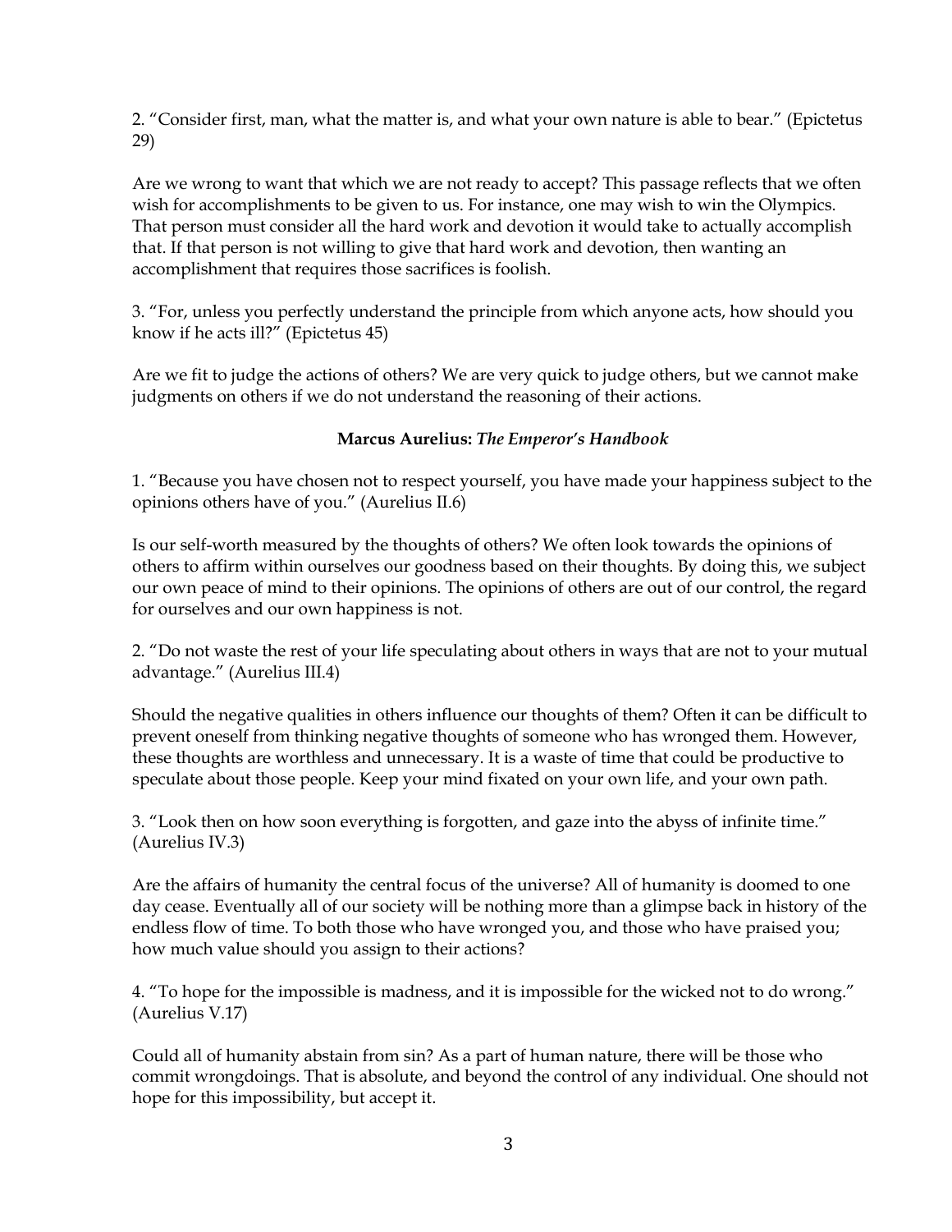2. “Consider first, man, what the matter is, and what your own nature is able to bear.” (Epictetus 29)

Are we wrong to want that which we are not ready to accept? This passage reflects that we often wish for accomplishments to be given to us. For instance, one may wish to win the Olympics. That person must consider all the hard work and devotion it would take to actually accomplish that. If that person is not willing to give that hard work and devotion, then wanting an accomplishment that requires those sacrifices is foolish.

3. “For, unless you perfectly understand the principle from which anyone acts, how should you know if he acts ill?” (Epictetus 45)

Are we fit to judge the actions of others? We are very quick to judge others, but we cannot make judgments on others if we do not understand the reasoning of their actions.

### Marcus Aurelius: *The Emperor’s Handbook*

1. “Because you have chosen not to respect yourself, you have made your happiness subject to the opinions others have of you.” (Aurelius II.6)

Is our self-worth measured by the thoughts of others? We often look towards the opinions of others to affirm within ourselves our goodness based on their thoughts. By doing this, we subject our own peace of mind to their opinions. The opinions of others are out of our control, the regard for ourselves and our own happiness is not.

2. “Do not waste the rest of your life speculating about others in ways that are not to your mutual advantage.” (Aurelius III.4)

Should the negative qualities in others influence our thoughts of them? Often it can be difficult to prevent oneself from thinking negative thoughts of someone who has wronged them. However, these thoughts are worthless and unnecessary. It is a waste of time that could be productive to speculate about those people. Keep your mind fixated on your own life, and your own path.

3. “Look then on how soon everything is forgotten, and gaze into the abyss of infinite time.” (Aurelius IV.3)

Are the affairs of humanity the central focus of the universe? All of humanity is doomed to one day cease. Eventually all of our society will be nothing more than a glimpse back in history of the endless flow of time. To both those who have wronged you, and those who have praised you; how much value should you assign to their actions?

4. “To hope for the impossible is madness, and it is impossible for the wicked not to do wrong.” (Aurelius V.17)

Could all of humanity abstain from sin? As a part of human nature, there will be those who commit wrongdoings. That is absolute, and beyond the control of any individual. One should not hope for this impossibility, but accept it.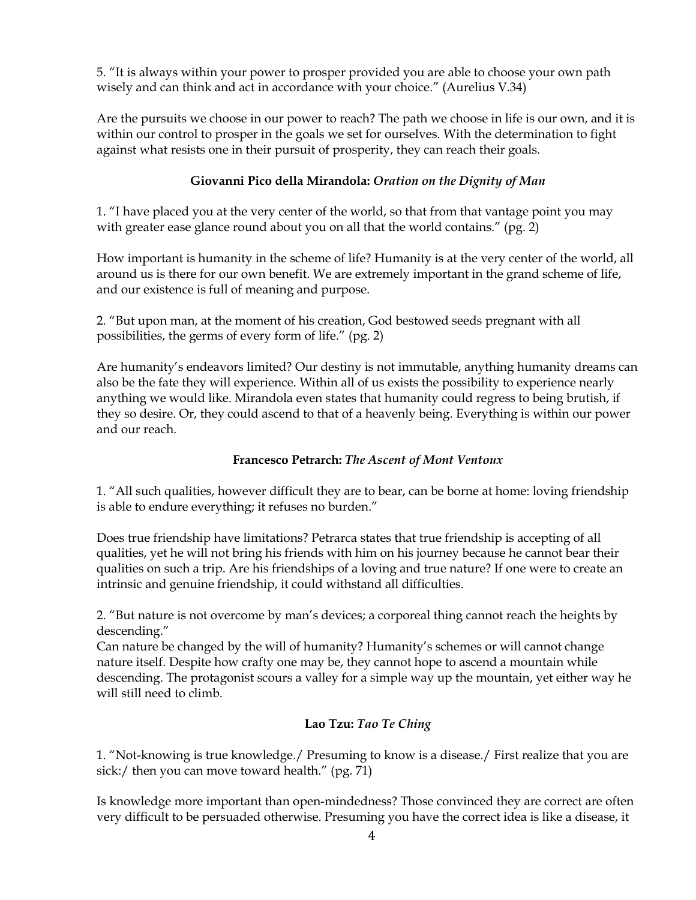5. "It is always within your power to prosper provided you are able to choose your own path wisely and can think and act in accordance with your choice." (Aurelius V.34)

Are the pursuits we choose in our power to reach? The path we choose in life is our own, and it is within our control to prosper in the goals we set for ourselves. With the determination to fight against what resists one in their pursuit of prosperity, they can reach their goals.

### Giovanni Pico della Mirandola: *Oration on the Dignity of Man*

1. "I have placed you at the very center of the world, so that from that vantage point you may with greater ease glance round about you on all that the world contains." (pg. 2)

How important is humanity in the scheme of life? Humanity is at the very center of the world, all around us is there for our own benefit. We are extremely important in the grand scheme of life, and our existence is full of meaning and purpose.

2. "But upon man, at the moment of his creation, God bestowed seeds pregnant with all possibilities, the germs of every form of life." (pg. 2)

Are humanity's endeavors limited? Our destiny is not immutable, anything humanity dreams can also be the fate they will experience. Within all of us exists the possibility to experience nearly anything we would like. Mirandola even states that humanity could regress to being brutish, if they so desire. Or, they could ascend to that of a heavenly being. Everything is within our power and our reach.

### Francesco Petrarch: *The Ascent of Mont Ventoux*

1. "All such qualities, however difficult they are to bear, can be borne at home: loving friendship is able to endure everything; it refuses no burden."

Does true friendship have limitations? Petrarca states that true friendship is accepting of all qualities, yet he will not bring his friends with him on his journey because he cannot bear their qualities on such a trip. Are his friendships of a loving and true nature? If one were to create an intrinsic and genuine friendship, it could withstand all difficulties.

2. "But nature is not overcome by man's devices; a corporeal thing cannot reach the heights by descending."
Can nature be changed by the will of humanity? Humanity's schemes or will cannot change nature itself. Despite how crafty one may be, they cannot hope to ascend a mountain while descending. The protagonist scours a valley for a simple way up the mountain, yet either way he will still need to climb.

### Lao Tzu: *Tao Te Ching*

1. "Not-knowing is true knowledge./ Presuming to know is a disease./ First realize that you are sick:/ then you can move toward health." (pg. 71)

Is knowledge more important than open-mindedness? Those convinced they are correct are often very difficult to be persuaded otherwise. Presuming you have the correct idea is like a disease, it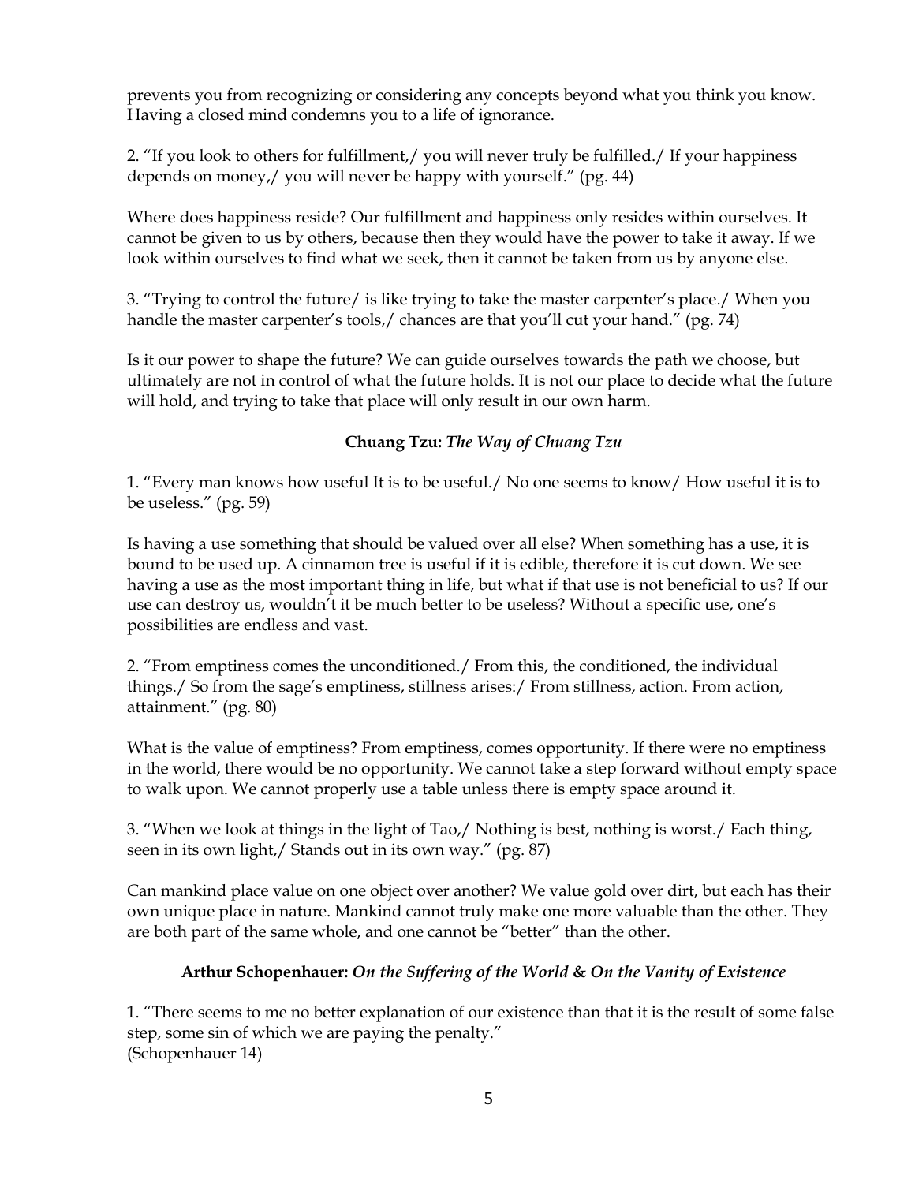prevents you from recognizing or considering any concepts beyond what you think you know. Having a closed mind condemns you to a life of ignorance.

2. "If you look to others for fulfillment,/ you will never truly be fulfilled./ If your happiness depends on money,/ you will never be happy with yourself." (pg. 44)

Where does happiness reside? Our fulfillment and happiness only resides within ourselves. It cannot be given to us by others, because then they would have the power to take it away. If we look within ourselves to find what we seek, then it cannot be taken from us by anyone else.

3. "Trying to control the future/ is like trying to take the master carpenter's place./ When you handle the master carpenter's tools,/ chances are that you'll cut your hand." (pg. 74)

Is it our power to shape the future? We can guide ourselves towards the path we choose, but ultimately are not in control of what the future holds. It is not our place to decide what the future will hold, and trying to take that place will only result in our own harm.

### Chuang Tzu: *The Way of Chuang Tzu*

1. "Every man knows how useful It is to be useful./ No one seems to know/ How useful it is to be useless." (pg. 59)

Is having a use something that should be valued over all else? When something has a use, it is bound to be used up. A cinnamon tree is useful if it is edible, therefore it is cut down. We see having a use as the most important thing in life, but what if that use is not beneficial to us? If our use can destroy us, wouldn't it be much better to be useless? Without a specific use, one's possibilities are endless and vast.

2. "From emptiness comes the unconditioned./ From this, the conditioned, the individual things./ So from the sage's emptiness, stillness arises:/ From stillness, action. From action, attainment." (pg. 80)

What is the value of emptiness? From emptiness, comes opportunity. If there were no emptiness in the world, there would be no opportunity. We cannot take a step forward without empty space to walk upon. We cannot properly use a table unless there is empty space around it.

3. "When we look at things in the light of Tao,/ Nothing is best, nothing is worst./ Each thing, seen in its own light,/ Stands out in its own way." (pg. 87)

Can mankind place value on one object over another? We value gold over dirt, but each has their own unique place in nature. Mankind cannot truly make one more valuable than the other. They are both part of the same whole, and one cannot be "better" than the other.

### Arthur Schopenhauer: *On the Suffering of the World* & *On the Vanity of Existence*

1. "There seems to me no better explanation of our existence than that it is the result of some false step, some sin of which we are paying the penalty."
(Schopenhauer 14)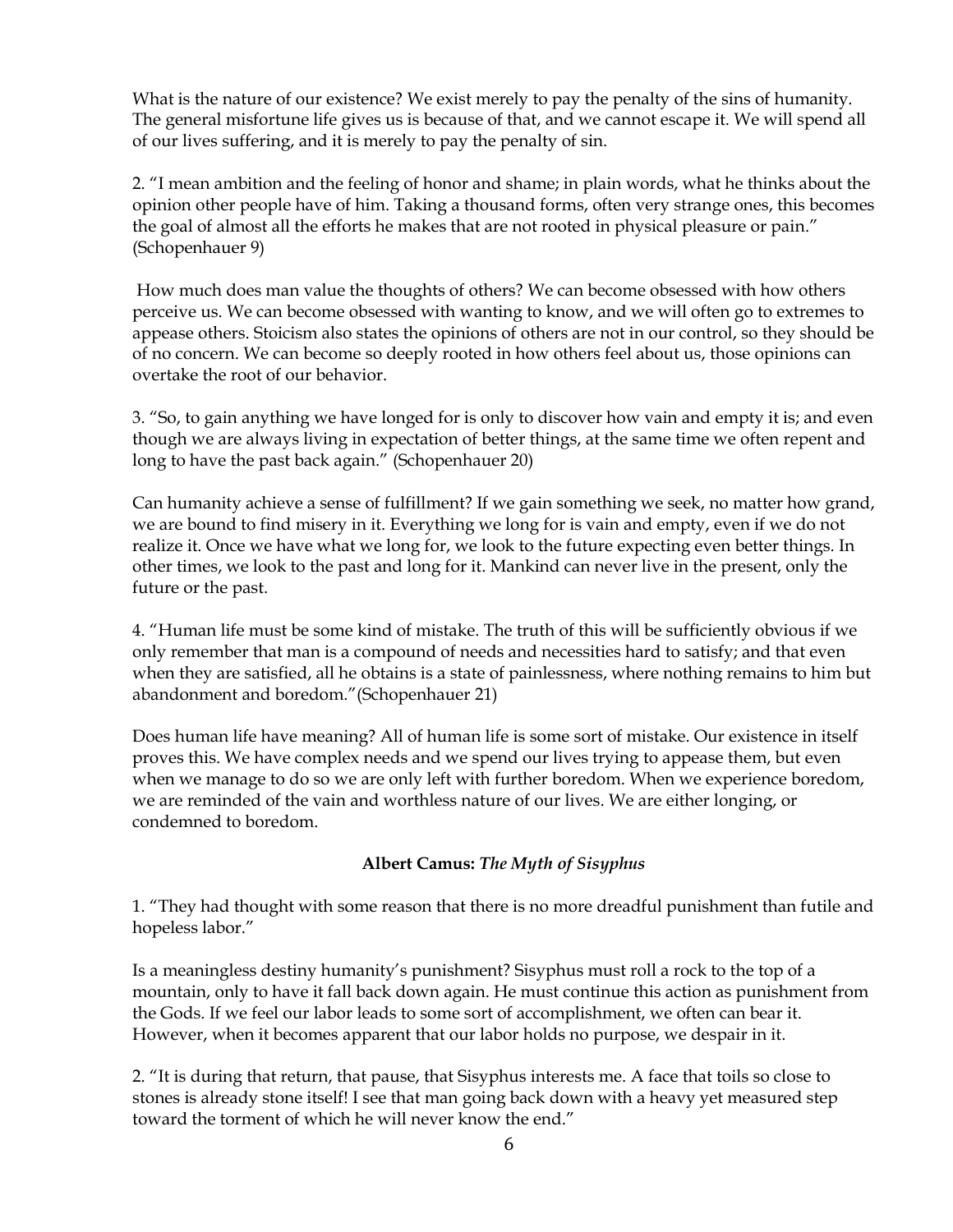What is the nature of our existence? We exist merely to pay the penalty of the sins of humanity. The general misfortune life gives us is because of that, and we cannot escape it. We will spend all of our lives suffering, and it is merely to pay the penalty of sin.

2. "I mean ambition and the feeling of honor and shame; in plain words, what he thinks about the opinion other people have of him. Taking a thousand forms, often very strange ones, this becomes the goal of almost all the efforts he makes that are not rooted in physical pleasure or pain." (Schopenhauer 9)

How much does man value the thoughts of others? We can become obsessed with how others perceive us. We can become obsessed with wanting to know, and we will often go to extremes to appease others. Stoicism also states the opinions of others are not in our control, so they should be of no concern. We can become so deeply rooted in how others feel about us, those opinions can overtake the root of our behavior.

3. "So, to gain anything we have longed for is only to discover how vain and empty it is; and even though we are always living in expectation of better things, at the same time we often repent and long to have the past back again." (Schopenhauer 20)

Can humanity achieve a sense of fulfillment? If we gain something we seek, no matter how grand, we are bound to find misery in it. Everything we long for is vain and empty, even if we do not realize it. Once we have what we long for, we look to the future expecting even better things. In other times, we look to the past and long for it. Mankind can never live in the present, only the future or the past.

4. "Human life must be some kind of mistake. The truth of this will be sufficiently obvious if we only remember that man is a compound of needs and necessities hard to satisfy; and that even when they are satisfied, all he obtains is a state of painlessness, where nothing remains to him but abandonment and boredom."(Schopenhauer 21)

Does human life have meaning? All of human life is some sort of mistake. Our existence in itself proves this. We have complex needs and we spend our lives trying to appease them, but even when we manage to do so we are only left with further boredom. When we experience boredom, we are reminded of the vain and worthless nature of our lives. We are either longing, or condemned to boredom.

### Albert Camus: *The Myth of Sisyphus*

1. "They had thought with some reason that there is no more dreadful punishment than futile and hopeless labor."

Is a meaningless destiny humanity's punishment? Sisyphus must roll a rock to the top of a mountain, only to have it fall back down again. He must continue this action as punishment from the Gods. If we feel our labor leads to some sort of accomplishment, we often can bear it. However, when it becomes apparent that our labor holds no purpose, we despair in it.

2. "It is during that return, that pause, that Sisyphus interests me. A face that toils so close to stones is already stone itself! I see that man going back down with a heavy yet measured step toward the torment of which he will never know the end."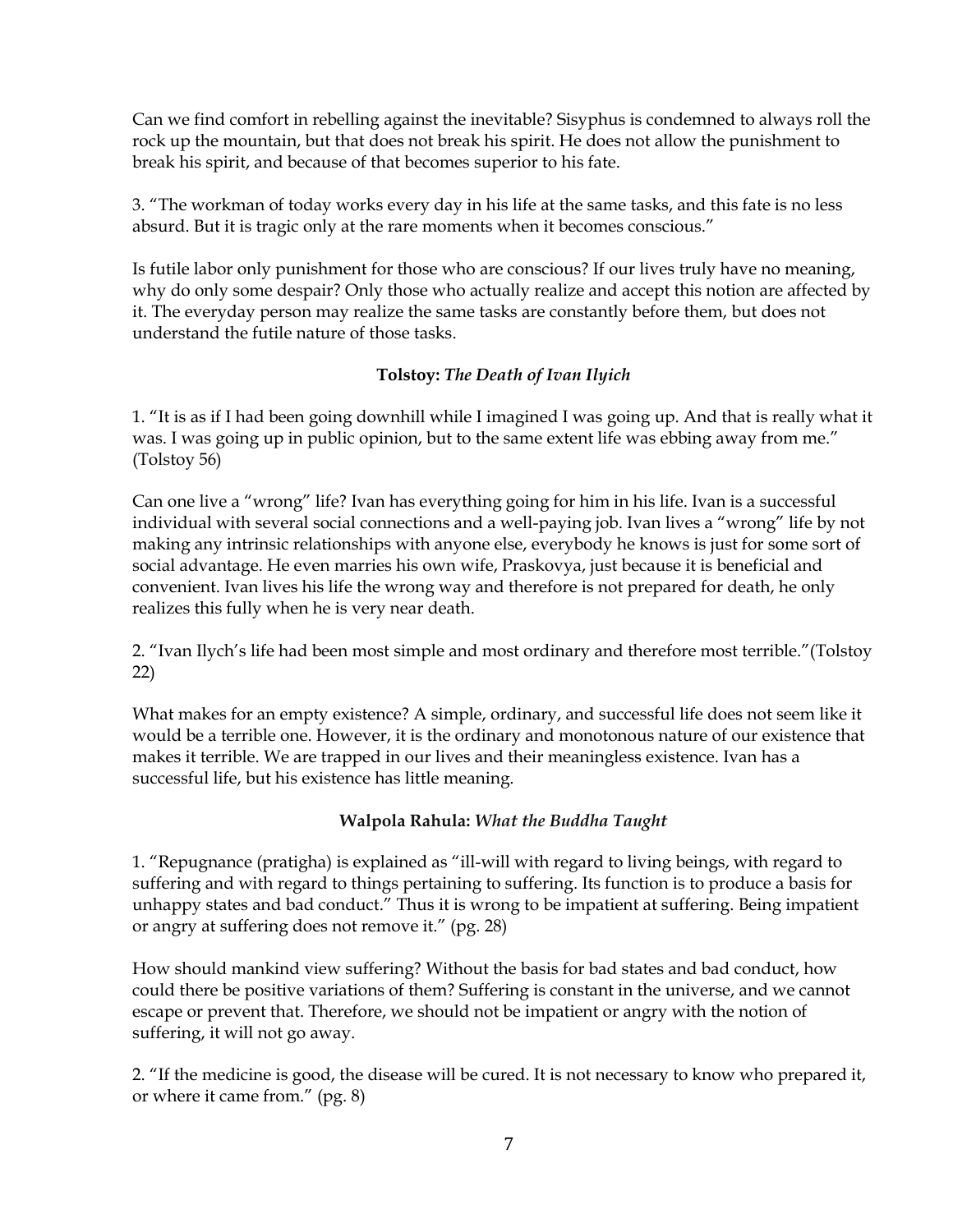Can we find comfort in rebelling against the inevitable? Sisyphus is condemned to always roll the rock up the mountain, but that does not break his spirit. He does not allow the punishment to break his spirit, and because of that becomes superior to his fate.

3. "The workman of today works every day in his life at the same tasks, and this fate is no less absurd. But it is tragic only at the rare moments when it becomes conscious."

Is futile labor only punishment for those who are conscious? If our lives truly have no meaning, why do only some despair? Only those who actually realize and accept this notion are affected by it. The everyday person may realize the same tasks are constantly before them, but does not understand the futile nature of those tasks.

**Tolstoy:** ***The Death of Ivan Ilyich***

1. "It is as if I had been going downhill while I imagined I was going up. And that is really what it was. I was going up in public opinion, but to the same extent life was ebbing away from me." (Tolstoy 56)

Can one live a "wrong" life? Ivan has everything going for him in his life. Ivan is a successful individual with several social connections and a well-paying job. Ivan lives a "wrong" life by not making any intrinsic relationships with anyone else, everybody he knows is just for some sort of social advantage. He even marries his own wife, Praskovya, just because it is beneficial and convenient. Ivan lives his life the wrong way and therefore is not prepared for death, he only realizes this fully when he is very near death.

2. "Ivan Ilych's life had been most simple and most ordinary and therefore most terrible."(Tolstoy 22)

What makes for an empty existence? A simple, ordinary, and successful life does not seem like it would be a terrible one. However, it is the ordinary and monotonous nature of our existence that makes it terrible. We are trapped in our lives and their meaningless existence. Ivan has a successful life, but his existence has little meaning.

**Walpola Rahula:** ***What the Buddha Taught***

1. "Repugnance (pratigha) is explained as "ill-will with regard to living beings, with regard to suffering and with regard to things pertaining to suffering. Its function is to produce a basis for unhappy states and bad conduct." Thus it is wrong to be impatient at suffering. Being impatient or angry at suffering does not remove it." (pg. 28)

How should mankind view suffering? Without the basis for bad states and bad conduct, how could there be positive variations of them? Suffering is constant in the universe, and we cannot escape or prevent that. Therefore, we should not be impatient or angry with the notion of suffering, it will not go away.

2. "If the medicine is good, the disease will be cured. It is not necessary to know who prepared it, or where it came from." (pg. 8)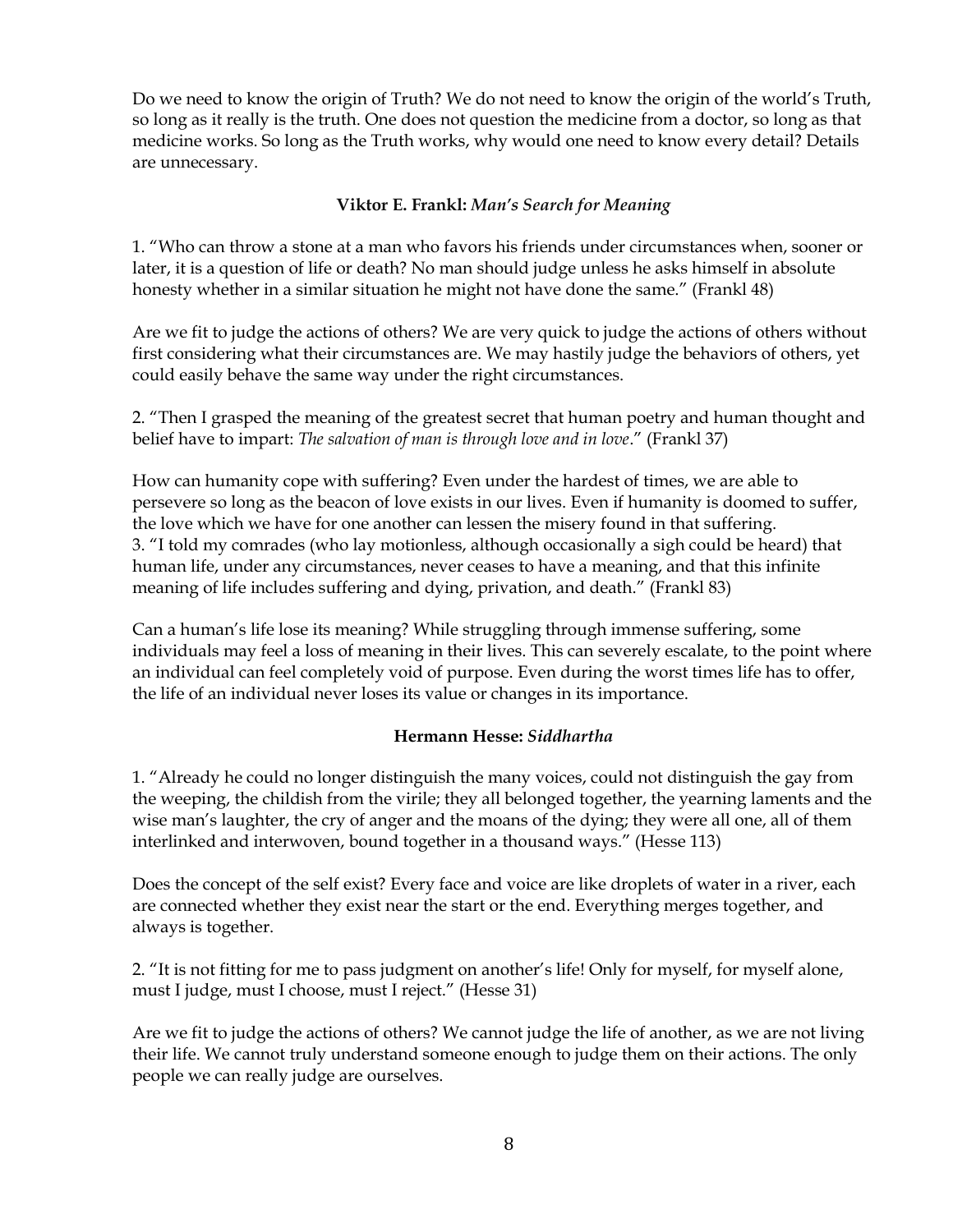Do we need to know the origin of Truth? We do not need to know the origin of the world's Truth, so long as it really is the truth. One does not question the medicine from a doctor, so long as that medicine works. So long as the Truth works, why would one need to know every detail? Details are unnecessary.

### **Viktor E. Frankl:** ***Man's Search for Meaning***

1. "Who can throw a stone at a man who favors his friends under circumstances when, sooner or later, it is a question of life or death? No man should judge unless he asks himself in absolute honesty whether in a similar situation he might not have done the same." (Frankl 48)

Are we fit to judge the actions of others? We are very quick to judge the actions of others without first considering what their circumstances are. We may hastily judge the behaviors of others, yet could easily behave the same way under the right circumstances.

2. "Then I grasped the meaning of the greatest secret that human poetry and human thought and belief have to impart: *The salvation of man is through love and in love*." (Frankl 37)

How can humanity cope with suffering? Even under the hardest of times, we are able to persevere so long as the beacon of love exists in our lives. Even if humanity is doomed to suffer, the love which we have for one another can lessen the misery found in that suffering.

3. "I told my comrades (who lay motionless, although occasionally a sigh could be heard) that human life, under any circumstances, never ceases to have a meaning, and that this infinite meaning of life includes suffering and dying, privation, and death." (Frankl 83)

Can a human's life lose its meaning? While struggling through immense suffering, some individuals may feel a loss of meaning in their lives. This can severely escalate, to the point where an individual can feel completely void of purpose. Even during the worst times life has to offer, the life of an individual never loses its value or changes in its importance.

### **Hermann Hesse:** ***Siddhartha***

1. "Already he could no longer distinguish the many voices, could not distinguish the gay from the weeping, the childish from the virile; they all belonged together, the yearning laments and the wise man's laughter, the cry of anger and the moans of the dying; they were all one, all of them interlinked and interwoven, bound together in a thousand ways." (Hesse 113)

Does the concept of the self exist? Every face and voice are like droplets of water in a river, each are connected whether they exist near the start or the end. Everything merges together, and always is together.

2. "It is not fitting for me to pass judgment on another's life! Only for myself, for myself alone, must I judge, must I choose, must I reject." (Hesse 31)

Are we fit to judge the actions of others? We cannot judge the life of another, as we are not living their life. We cannot truly understand someone enough to judge them on their actions. The only people we can really judge are ourselves.